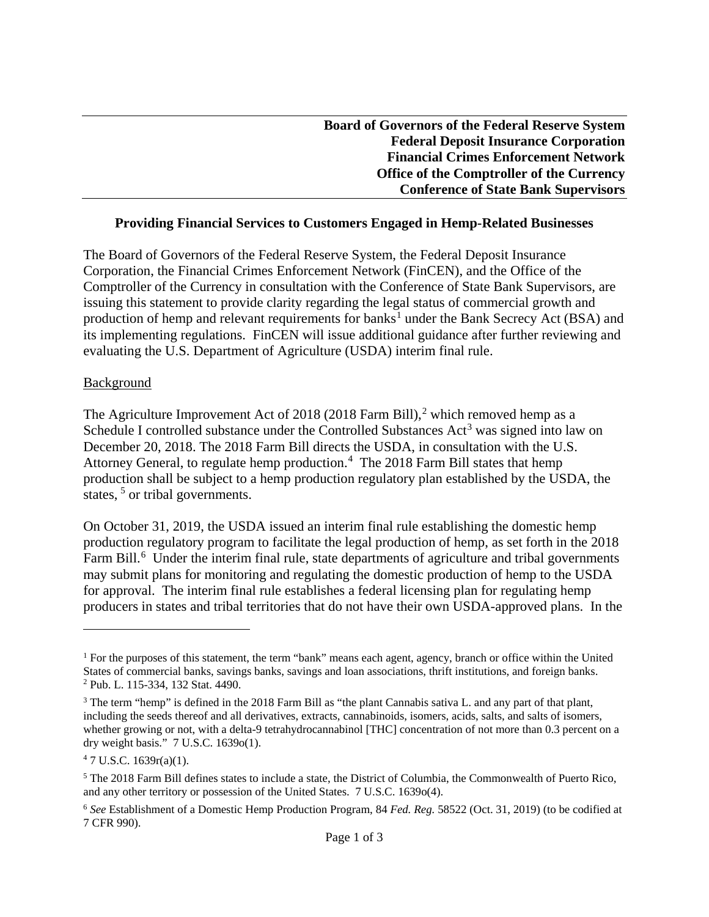**Board of Governors of the Federal Reserve System**
**Federal Deposit Insurance Corporation**
**Financial Crimes Enforcement Network**
**Office of the Comptroller of the Currency**
**Conference of State Bank Supervisors**

# Providing Financial Services to Customers Engaged in Hemp-Related Businesses

The Board of Governors of the Federal Reserve System, the Federal Deposit Insurance Corporation, the Financial Crimes Enforcement Network (FinCEN), and the Office of the Comptroller of the Currency in consultation with the Conference of State Bank Supervisors, are issuing this statement to provide clarity regarding the legal status of commercial growth and production of hemp and relevant requirements for banks[1] under the Bank Secrecy Act (BSA) and its implementing regulations. FinCEN will issue additional guidance after further reviewing and evaluating the U.S. Department of Agriculture (USDA) interim final rule.

## Background

The Agriculture Improvement Act of 2018 (2018 Farm Bill),[2] which removed hemp as a Schedule I controlled substance under the Controlled Substances Act[3] was signed into law on December 20, 2018. The 2018 Farm Bill directs the USDA, in consultation with the U.S. Attorney General, to regulate hemp production.[4] The 2018 Farm Bill states that hemp production shall be subject to a hemp production regulatory plan established by the USDA, the states, [5] or tribal governments.

On October 31, 2019, the USDA issued an interim final rule establishing the domestic hemp production regulatory program to facilitate the legal production of hemp, as set forth in the 2018 Farm Bill.[6] Under the interim final rule, state departments of agriculture and tribal governments may submit plans for monitoring and regulating the domestic production of hemp to the USDA for approval. The interim final rule establishes a federal licensing plan for regulating hemp producers in states and tribal territories that do not have their own USDA-approved plans. In the

---

[1] For the purposes of this statement, the term "bank" means each agent, agency, branch or office within the United States of commercial banks, savings banks, savings and loan associations, thrift institutions, and foreign banks.

[2] Pub. L. 115-334, 132 Stat. 4490.

[3] The term "hemp" is defined in the 2018 Farm Bill as "the plant Cannabis sativa L. and any part of that plant, including the seeds thereof and all derivatives, extracts, cannabinoids, isomers, acids, salts, and salts of isomers, whether growing or not, with a delta-9 tetrahydrocannabinol [THC] concentration of not more than 0.3 percent on a dry weight basis." 7 U.S.C. 1639o(1).

[4] 7 U.S.C. 1639r(a)(1).

[5] The 2018 Farm Bill defines states to include a state, the District of Columbia, the Commonwealth of Puerto Rico, and any other territory or possession of the United States. 7 U.S.C. 1639o(4).

[6] *See* Establishment of a Domestic Hemp Production Program, 84 *Fed. Reg.* 58522 (Oct. 31, 2019) (to be codified at 7 CFR 990).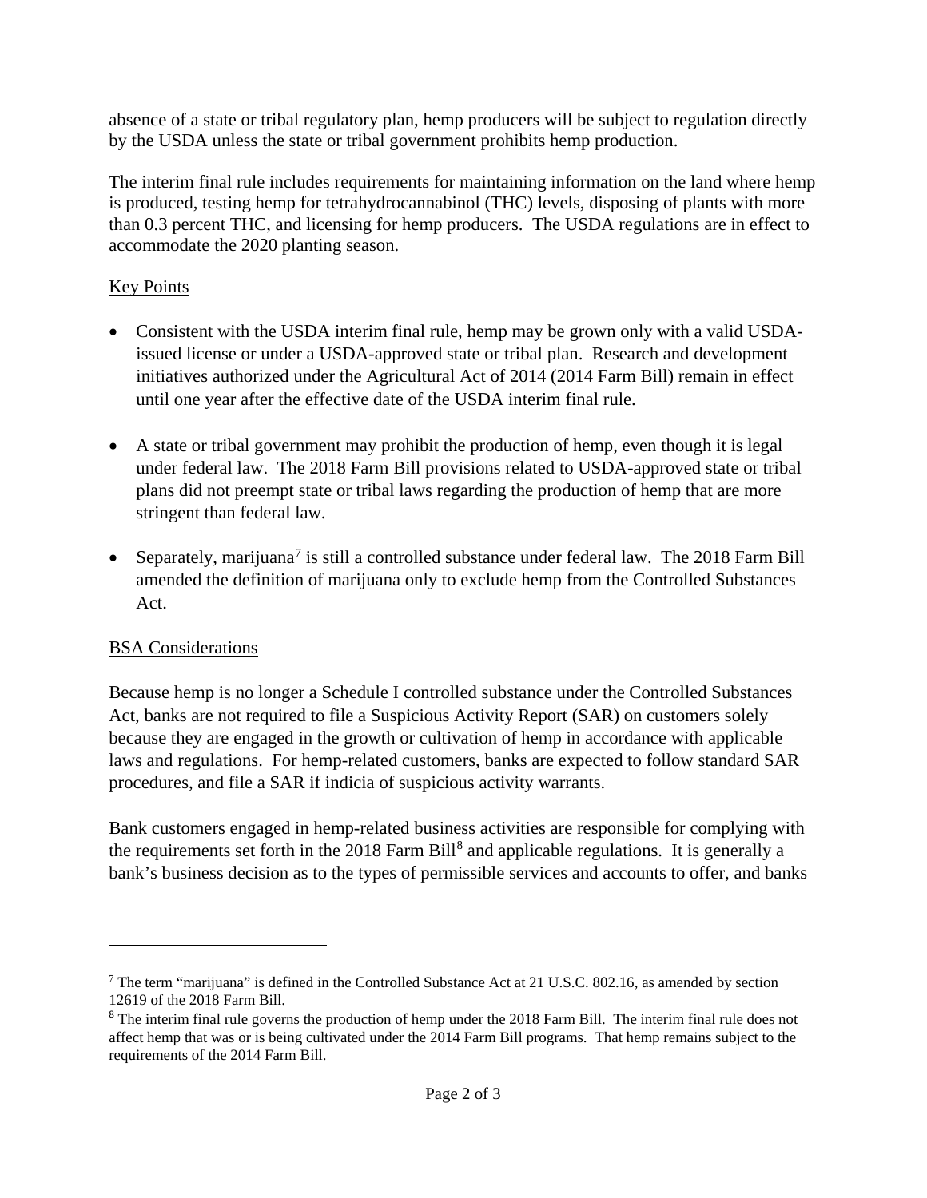absence of a state or tribal regulatory plan, hemp producers will be subject to regulation directly by the USDA unless the state or tribal government prohibits hemp production.

The interim final rule includes requirements for maintaining information on the land where hemp is produced, testing hemp for tetrahydrocannabinol (THC) levels, disposing of plants with more than 0.3 percent THC, and licensing for hemp producers. The USDA regulations are in effect to accommodate the 2020 planting season.

## Key Points

- Consistent with the USDA interim final rule, hemp may be grown only with a valid USDA-issued license or under a USDA-approved state or tribal plan. Research and development initiatives authorized under the Agricultural Act of 2014 (2014 Farm Bill) remain in effect until one year after the effective date of the USDA interim final rule.
- A state or tribal government may prohibit the production of hemp, even though it is legal under federal law. The 2018 Farm Bill provisions related to USDA-approved state or tribal plans did not preempt state or tribal laws regarding the production of hemp that are more stringent than federal law.
- Separately, marijuana[7] is still a controlled substance under federal law. The 2018 Farm Bill amended the definition of marijuana only to exclude hemp from the Controlled Substances Act.

## BSA Considerations

Because hemp is no longer a Schedule I controlled substance under the Controlled Substances Act, banks are not required to file a Suspicious Activity Report (SAR) on customers solely because they are engaged in the growth or cultivation of hemp in accordance with applicable laws and regulations. For hemp-related customers, banks are expected to follow standard SAR procedures, and file a SAR if indicia of suspicious activity warrants.

Bank customers engaged in hemp-related business activities are responsible for complying with the requirements set forth in the 2018 Farm Bill[8] and applicable regulations. It is generally a bank's business decision as to the types of permissible services and accounts to offer, and banks

---

[7] The term "marijuana" is defined in the Controlled Substance Act at 21 U.S.C. 802.16, as amended by section 12619 of the 2018 Farm Bill.

[8] The interim final rule governs the production of hemp under the 2018 Farm Bill. The interim final rule does not affect hemp that was or is being cultivated under the 2014 Farm Bill programs. That hemp remains subject to the requirements of the 2014 Farm Bill.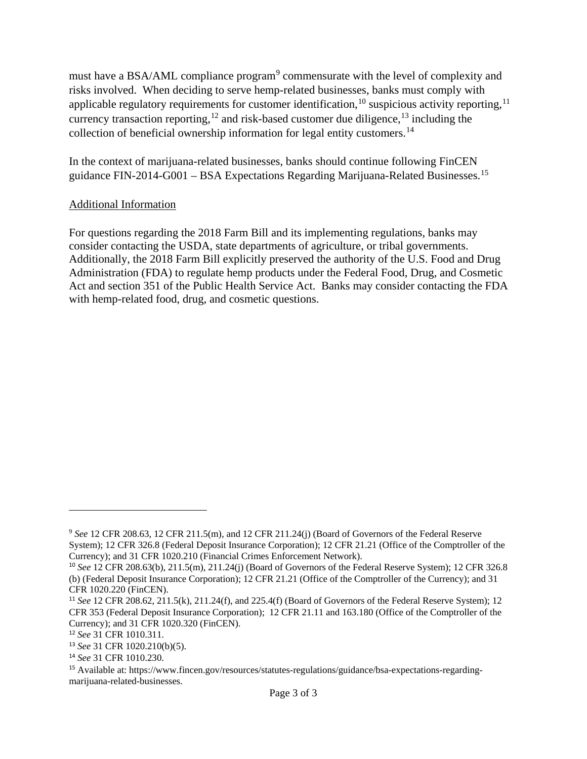must have a BSA/AML compliance program[9] commensurate with the level of complexity and risks involved. When deciding to serve hemp-related businesses, banks must comply with applicable regulatory requirements for customer identification,[10] suspicious activity reporting,[11] currency transaction reporting,[12] and risk-based customer due diligence,[13] including the collection of beneficial ownership information for legal entity customers.[14]

In the context of marijuana-related businesses, banks should continue following FinCEN guidance FIN-2014-G001 – BSA Expectations Regarding Marijuana-Related Businesses.[15]

Additional Information

For questions regarding the 2018 Farm Bill and its implementing regulations, banks may consider contacting the USDA, state departments of agriculture, or tribal governments. Additionally, the 2018 Farm Bill explicitly preserved the authority of the U.S. Food and Drug Administration (FDA) to regulate hemp products under the Federal Food, Drug, and Cosmetic Act and section 351 of the Public Health Service Act. Banks may consider contacting the FDA with hemp-related food, drug, and cosmetic questions.

---

[9] *See* 12 CFR 208.63, 12 CFR 211.5(m), and 12 CFR 211.24(j) (Board of Governors of the Federal Reserve System); 12 CFR 326.8 (Federal Deposit Insurance Corporation); 12 CFR 21.21 (Office of the Comptroller of the Currency); and 31 CFR 1020.210 (Financial Crimes Enforcement Network).

[10] *See* 12 CFR 208.63(b), 211.5(m), 211.24(j) (Board of Governors of the Federal Reserve System); 12 CFR 326.8 (b) (Federal Deposit Insurance Corporation); 12 CFR 21.21 (Office of the Comptroller of the Currency); and 31 CFR 1020.220 (FinCEN).

[11] *See* 12 CFR 208.62, 211.5(k), 211.24(f), and 225.4(f) (Board of Governors of the Federal Reserve System); 12 CFR 353 (Federal Deposit Insurance Corporation); 12 CFR 21.11 and 163.180 (Office of the Comptroller of the Currency); and 31 CFR 1020.320 (FinCEN).

[12] *See* 31 CFR 1010.311.

[13] *See* 31 CFR 1020.210(b)(5).

[14] *See* 31 CFR 1010.230.

[15] Available at: https://www.fincen.gov/resources/statutes-regulations/guidance/bsa-expectations-regarding-marijuana-related-businesses.